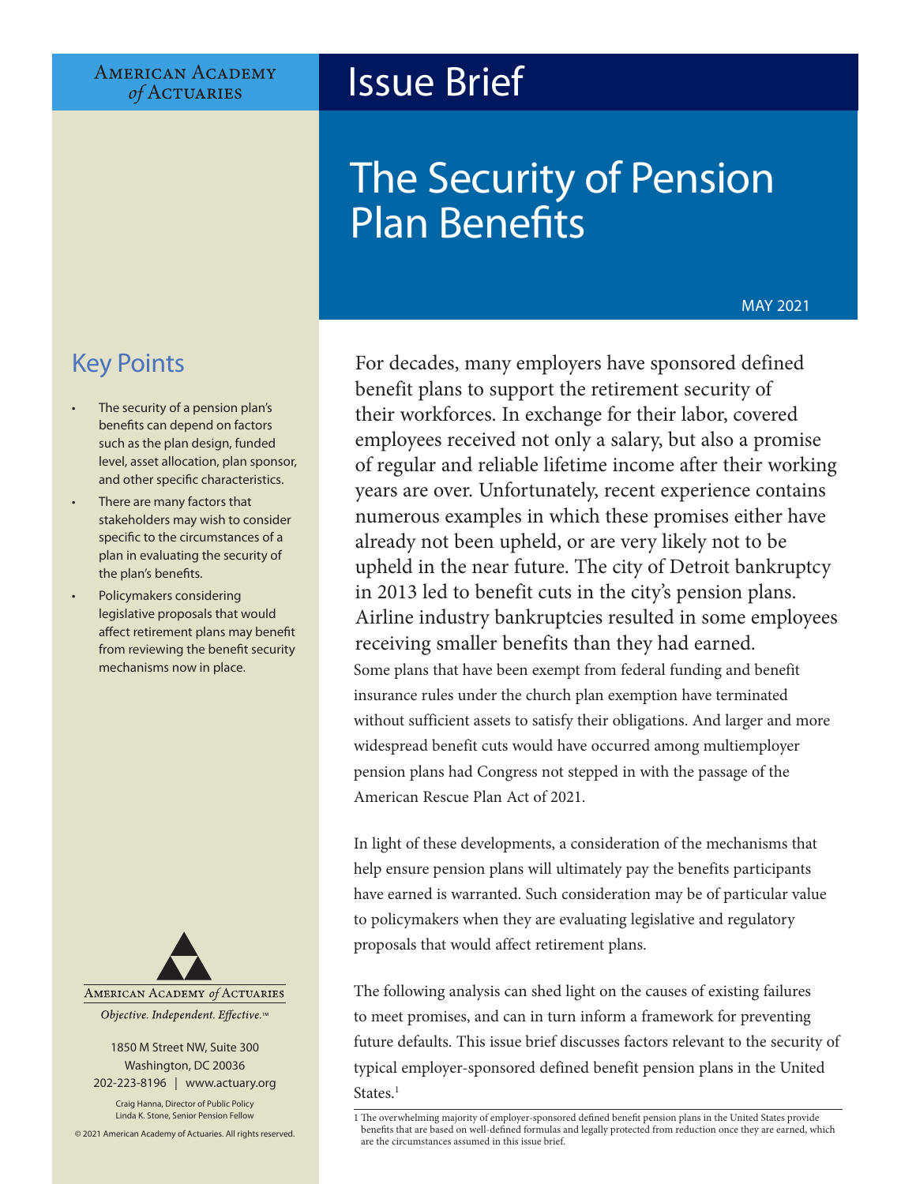American Academy of Actuaries

# Issue Brief

# The Security of Pension Plan Benefits

MAY 2021

## Key Points

- The security of a pension plan's benefits can depend on factors such as the plan design, funded level, asset allocation, plan sponsor, and other specific characteristics.
- There are many factors that stakeholders may wish to consider specific to the circumstances of a plan in evaluating the security of the plan's benefits.
- Policymakers considering legislative proposals that would affect retirement plans may benefit from reviewing the benefit security mechanisms now in place.

For decades, many employers have sponsored defined benefit plans to support the retirement security of their workforces. In exchange for their labor, covered employees received not only a salary, but also a promise of regular and reliable lifetime income after their working years are over. Unfortunately, recent experience contains numerous examples in which these promises either have already not been upheld, or are very likely not to be upheld in the near future. The city of Detroit bankruptcy in 2013 led to benefit cuts in the city's pension plans. Airline industry bankruptcies resulted in some employees receiving smaller benefits than they had earned. Some plans that have been exempt from federal funding and benefit insurance rules under the church plan exemption have terminated without sufficient assets to satisfy their obligations. And larger and more widespread benefit cuts would have occurred among multiemployer pension plans had Congress not stepped in with the passage of the American Rescue Plan Act of 2021.

In light of these developments, a consideration of the mechanisms that help ensure pension plans will ultimately pay the benefits participants have earned is warranted. Such consideration may be of particular value to policymakers when they are evaluating legislative and regulatory proposals that would affect retirement plans.

The following analysis can shed light on the causes of existing failures to meet promises, and can in turn inform a framework for preventing future defaults. This issue brief discusses factors relevant to the security of typical employer-sponsored defined benefit pension plans in the United States.[1]

American Academy of Actuaries

*Objective. Independent. Effective.™*

1850 M Street NW, Suite 300
Washington, DC 20036
202-223-8196 | www.actuary.org

Craig Hanna, Director of Public Policy
Linda K. Stone, Senior Pension Fellow

© 2021 American Academy of Actuaries. All rights reserved.

---

1 The overwhelming majority of employer-sponsored defined benefit pension plans in the United States provide benefits that are based on well-defined formulas and legally protected from reduction once they are earned, which are the circumstances assumed in this issue brief.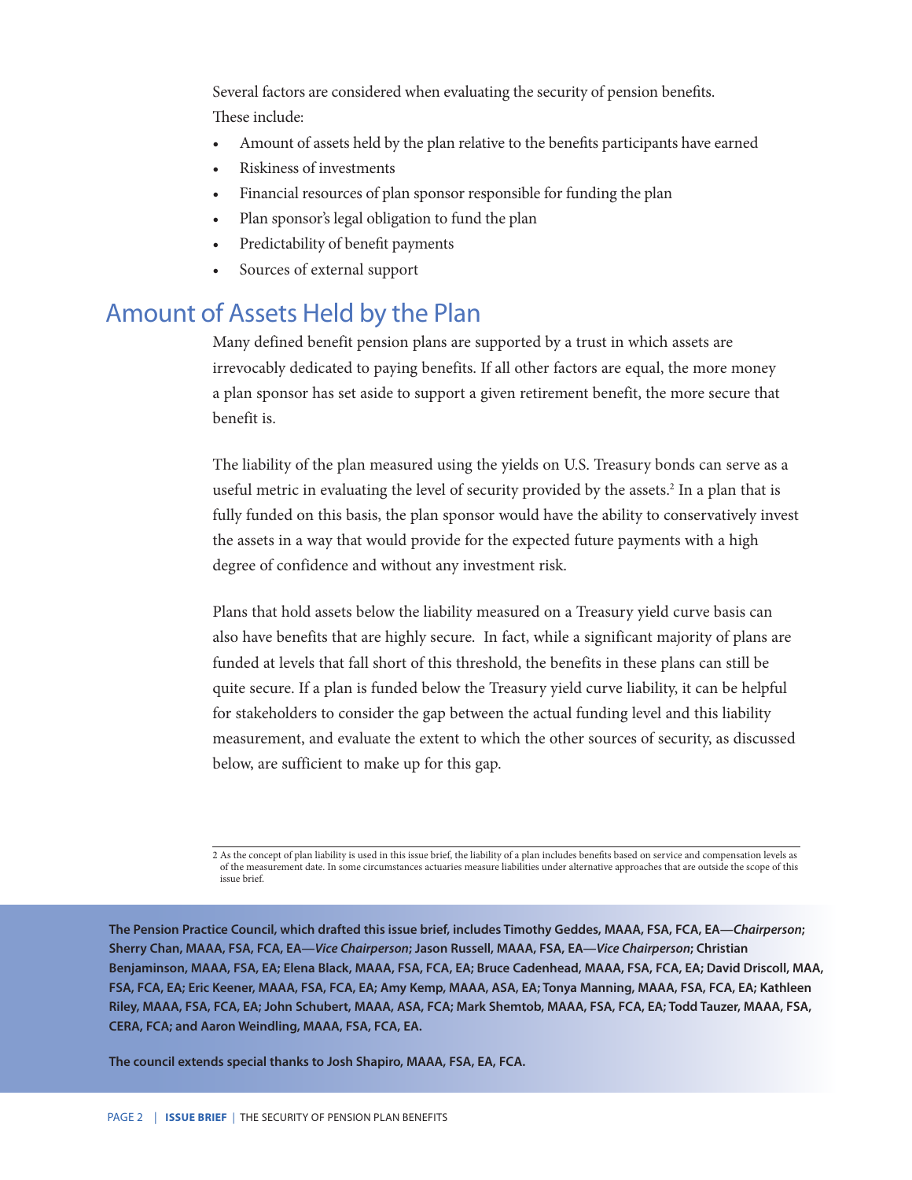Several factors are considered when evaluating the security of pension benefits. These include:

- Amount of assets held by the plan relative to the benefits participants have earned
- Riskiness of investments
- Financial resources of plan sponsor responsible for funding the plan
- Plan sponsor's legal obligation to fund the plan
- Predictability of benefit payments
- Sources of external support

## Amount of Assets Held by the Plan

Many defined benefit pension plans are supported by a trust in which assets are irrevocably dedicated to paying benefits. If all other factors are equal, the more money a plan sponsor has set aside to support a given retirement benefit, the more secure that benefit is.

The liability of the plan measured using the yields on U.S. Treasury bonds can serve as a useful metric in evaluating the level of security provided by the assets.[2] In a plan that is fully funded on this basis, the plan sponsor would have the ability to conservatively invest the assets in a way that would provide for the expected future payments with a high degree of confidence and without any investment risk.

Plans that hold assets below the liability measured on a Treasury yield curve basis can also have benefits that are highly secure. In fact, while a significant majority of plans are funded at levels that fall short of this threshold, the benefits in these plans can still be quite secure. If a plan is funded below the Treasury yield curve liability, it can be helpful for stakeholders to consider the gap between the actual funding level and this liability measurement, and evaluate the extent to which the other sources of security, as discussed below, are sufficient to make up for this gap.

---

2 As the concept of plan liability is used in this issue brief, the liability of a plan includes benefits based on service and compensation levels as of the measurement date. In some circumstances actuaries measure liabilities under alternative approaches that are outside the scope of this issue brief.

**The Pension Practice Council, which drafted this issue brief, includes Timothy Geddes, MAAA, FSA, FCA, EA—*Chairperson*; Sherry Chan, MAAA, FSA, FCA, EA—*Vice Chairperson*; Jason Russell, MAAA, FSA, EA—*Vice Chairperson*; Christian Benjaminson, MAAA, FSA, EA; Elena Black, MAAA, FSA, FCA, EA; Bruce Cadenhead, MAAA, FSA, FCA, EA; David Driscoll, MAA, FSA, FCA, EA; Eric Keener, MAAA, FSA, FCA, EA; Amy Kemp, MAAA, ASA, EA; Tonya Manning, MAAA, FSA, FCA, EA; Kathleen Riley, MAAA, FSA, FCA, EA; John Schubert, MAAA, ASA, FCA; Mark Shemtob, MAAA, FSA, FCA, EA; Todd Tauzer, MAAA, FSA, CERA, FCA; and Aaron Weindling, MAAA, FSA, FCA, EA.**

**The council extends special thanks to Josh Shapiro, MAAA, FSA, EA, FCA.**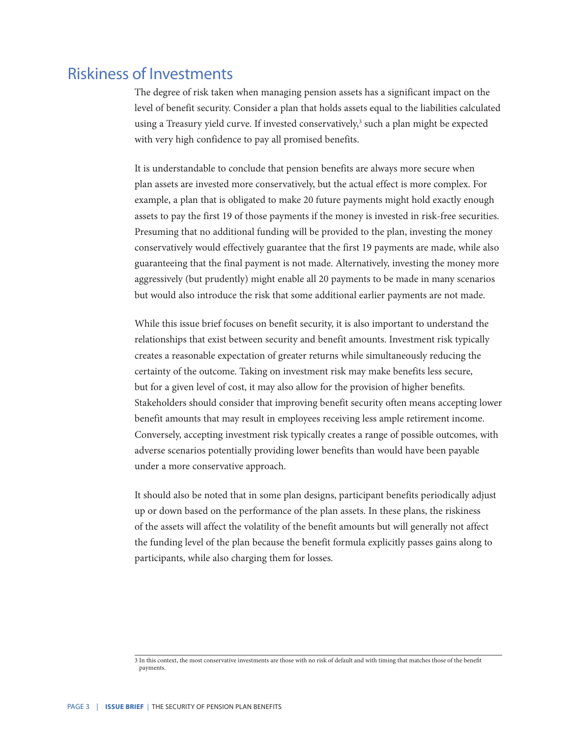## Riskiness of Investments

The degree of risk taken when managing pension assets has a significant impact on the level of benefit security. Consider a plan that holds assets equal to the liabilities calculated using a Treasury yield curve. If invested conservatively,[3] such a plan might be expected with very high confidence to pay all promised benefits.

It is understandable to conclude that pension benefits are always more secure when plan assets are invested more conservatively, but the actual effect is more complex. For example, a plan that is obligated to make 20 future payments might hold exactly enough assets to pay the first 19 of those payments if the money is invested in risk-free securities. Presuming that no additional funding will be provided to the plan, investing the money conservatively would effectively guarantee that the first 19 payments are made, while also guaranteeing that the final payment is not made. Alternatively, investing the money more aggressively (but prudently) might enable all 20 payments to be made in many scenarios but would also introduce the risk that some additional earlier payments are not made.

While this issue brief focuses on benefit security, it is also important to understand the relationships that exist between security and benefit amounts. Investment risk typically creates a reasonable expectation of greater returns while simultaneously reducing the certainty of the outcome. Taking on investment risk may make benefits less secure, but for a given level of cost, it may also allow for the provision of higher benefits. Stakeholders should consider that improving benefit security often means accepting lower benefit amounts that may result in employees receiving less ample retirement income. Conversely, accepting investment risk typically creates a range of possible outcomes, with adverse scenarios potentially providing lower benefits than would have been payable under a more conservative approach.

It should also be noted that in some plan designs, participant benefits periodically adjust up or down based on the performance of the plan assets. In these plans, the riskiness of the assets will affect the volatility of the benefit amounts but will generally not affect the funding level of the plan because the benefit formula explicitly passes gains along to participants, while also charging them for losses.

---

3 In this context, the most conservative investments are those with no risk of default and with timing that matches those of the benefit payments.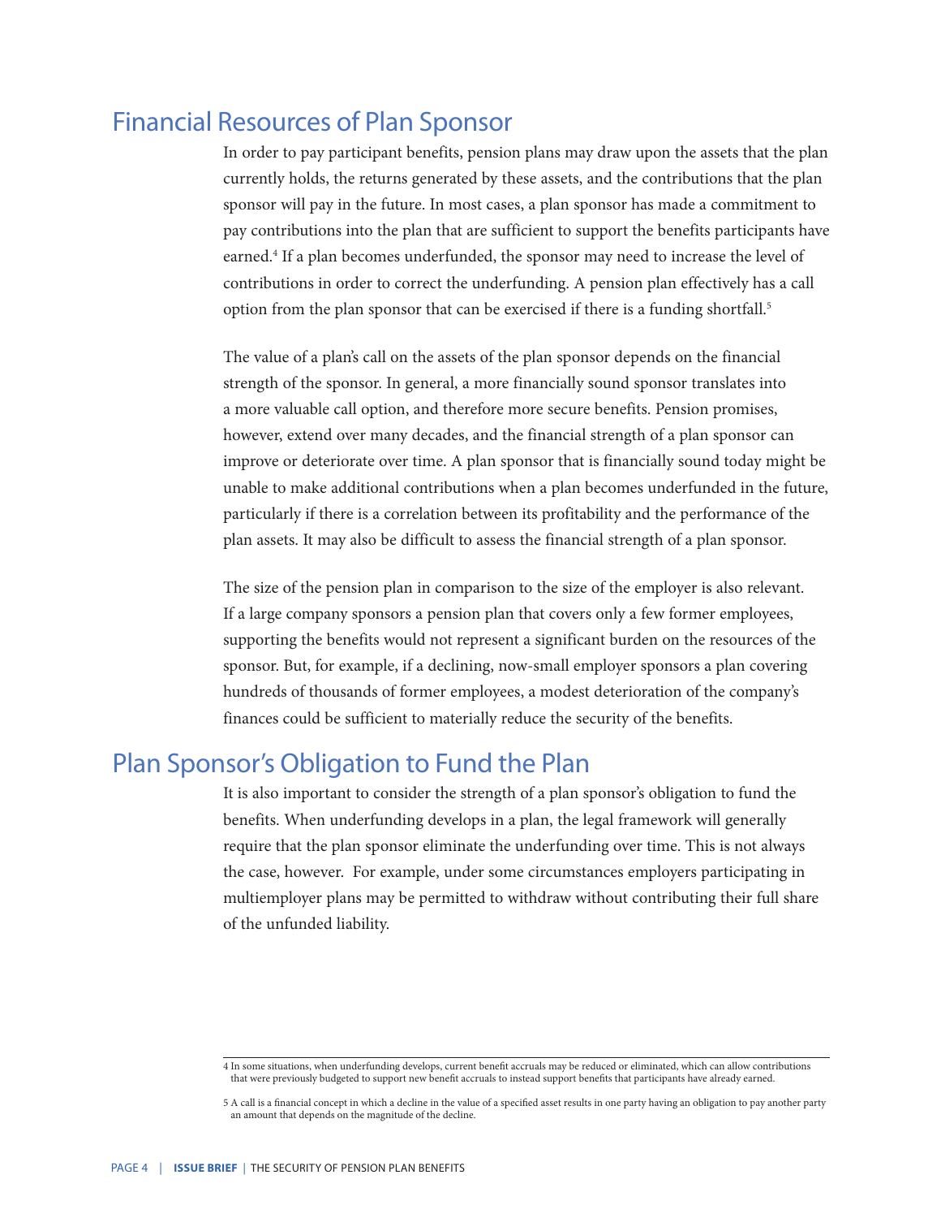## Financial Resources of Plan Sponsor

In order to pay participant benefits, pension plans may draw upon the assets that the plan currently holds, the returns generated by these assets, and the contributions that the plan sponsor will pay in the future. In most cases, a plan sponsor has made a commitment to pay contributions into the plan that are sufficient to support the benefits participants have earned.[4] If a plan becomes underfunded, the sponsor may need to increase the level of contributions in order to correct the underfunding. A pension plan effectively has a call option from the plan sponsor that can be exercised if there is a funding shortfall.[5]

The value of a plan's call on the assets of the plan sponsor depends on the financial strength of the sponsor. In general, a more financially sound sponsor translates into a more valuable call option, and therefore more secure benefits. Pension promises, however, extend over many decades, and the financial strength of a plan sponsor can improve or deteriorate over time. A plan sponsor that is financially sound today might be unable to make additional contributions when a plan becomes underfunded in the future, particularly if there is a correlation between its profitability and the performance of the plan assets. It may also be difficult to assess the financial strength of a plan sponsor.

The size of the pension plan in comparison to the size of the employer is also relevant. If a large company sponsors a pension plan that covers only a few former employees, supporting the benefits would not represent a significant burden on the resources of the sponsor. But, for example, if a declining, now-small employer sponsors a plan covering hundreds of thousands of former employees, a modest deterioration of the company's finances could be sufficient to materially reduce the security of the benefits.

## Plan Sponsor's Obligation to Fund the Plan

It is also important to consider the strength of a plan sponsor's obligation to fund the benefits. When underfunding develops in a plan, the legal framework will generally require that the plan sponsor eliminate the underfunding over time. This is not always the case, however. For example, under some circumstances employers participating in multiemployer plans may be permitted to withdraw without contributing their full share of the unfunded liability.

---

4 In some situations, when underfunding develops, current benefit accruals may be reduced or eliminated, which can allow contributions that were previously budgeted to support new benefit accruals to instead support benefits that participants have already earned.

5 A call is a financial concept in which a decline in the value of a specified asset results in one party having an obligation to pay another party an amount that depends on the magnitude of the decline.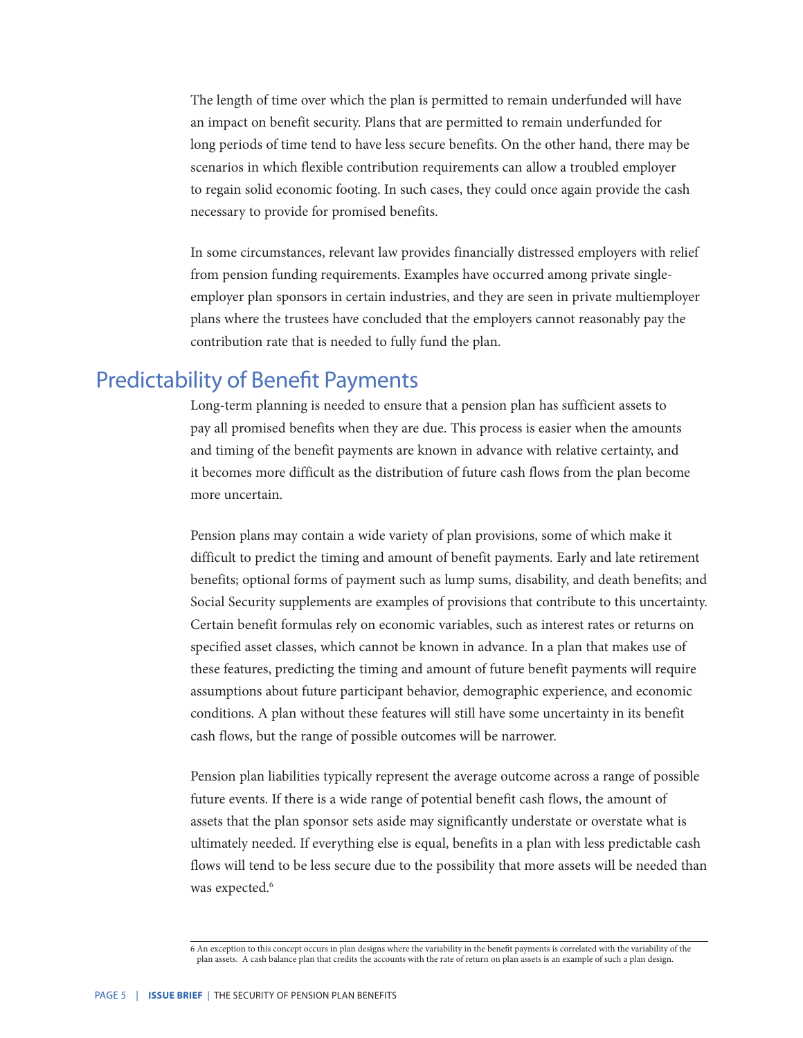The length of time over which the plan is permitted to remain underfunded will have an impact on benefit security. Plans that are permitted to remain underfunded for long periods of time tend to have less secure benefits. On the other hand, there may be scenarios in which flexible contribution requirements can allow a troubled employer to regain solid economic footing. In such cases, they could once again provide the cash necessary to provide for promised benefits.

In some circumstances, relevant law provides financially distressed employers with relief from pension funding requirements. Examples have occurred among private single-employer plan sponsors in certain industries, and they are seen in private multiemployer plans where the trustees have concluded that the employers cannot reasonably pay the contribution rate that is needed to fully fund the plan.

## Predictability of Benefit Payments

Long-term planning is needed to ensure that a pension plan has sufficient assets to pay all promised benefits when they are due. This process is easier when the amounts and timing of the benefit payments are known in advance with relative certainty, and it becomes more difficult as the distribution of future cash flows from the plan become more uncertain.

Pension plans may contain a wide variety of plan provisions, some of which make it difficult to predict the timing and amount of benefit payments. Early and late retirement benefits; optional forms of payment such as lump sums, disability, and death benefits; and Social Security supplements are examples of provisions that contribute to this uncertainty. Certain benefit formulas rely on economic variables, such as interest rates or returns on specified asset classes, which cannot be known in advance. In a plan that makes use of these features, predicting the timing and amount of future benefit payments will require assumptions about future participant behavior, demographic experience, and economic conditions. A plan without these features will still have some uncertainty in its benefit cash flows, but the range of possible outcomes will be narrower.

Pension plan liabilities typically represent the average outcome across a range of possible future events. If there is a wide range of potential benefit cash flows, the amount of assets that the plan sponsor sets aside may significantly understate or overstate what is ultimately needed. If everything else is equal, benefits in a plan with less predictable cash flows will tend to be less secure due to the possibility that more assets will be needed than was expected.[6]

---

6 An exception to this concept occurs in plan designs where the variability in the benefit payments is correlated with the variability of the plan assets. A cash balance plan that credits the accounts with the rate of return on plan assets is an example of such a plan design.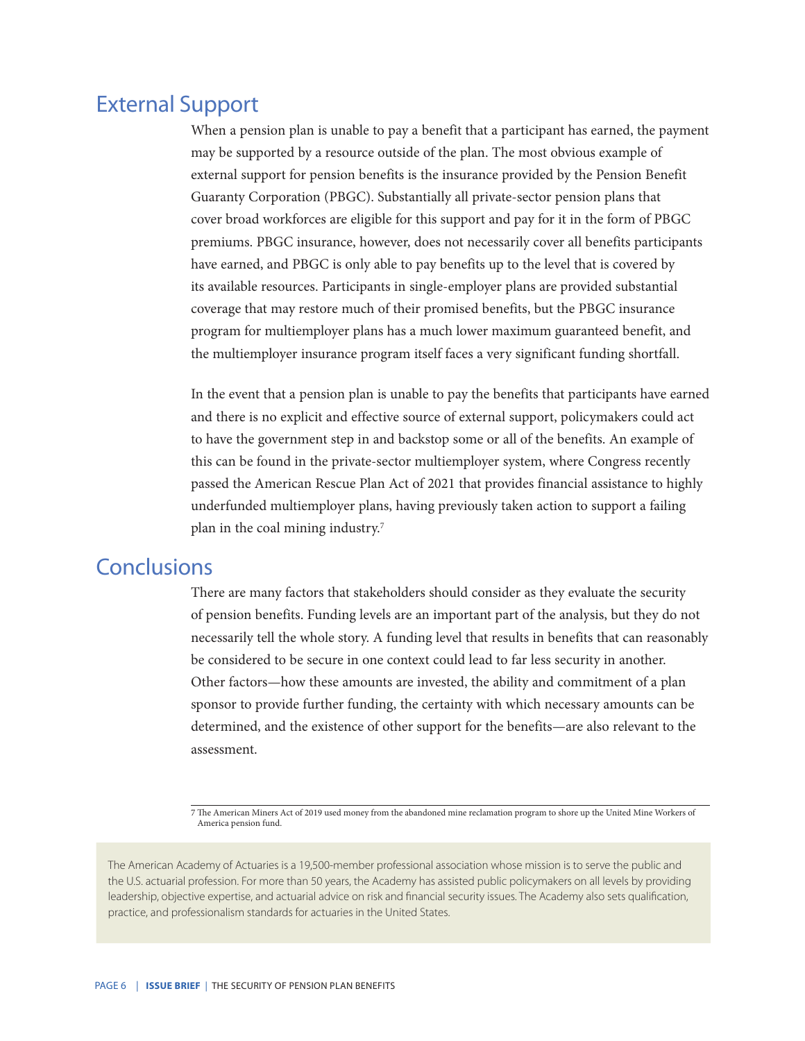## External Support

When a pension plan is unable to pay a benefit that a participant has earned, the payment may be supported by a resource outside of the plan. The most obvious example of external support for pension benefits is the insurance provided by the Pension Benefit Guaranty Corporation (PBGC). Substantially all private-sector pension plans that cover broad workforces are eligible for this support and pay for it in the form of PBGC premiums. PBGC insurance, however, does not necessarily cover all benefits participants have earned, and PBGC is only able to pay benefits up to the level that is covered by its available resources. Participants in single-employer plans are provided substantial coverage that may restore much of their promised benefits, but the PBGC insurance program for multiemployer plans has a much lower maximum guaranteed benefit, and the multiemployer insurance program itself faces a very significant funding shortfall.

In the event that a pension plan is unable to pay the benefits that participants have earned and there is no explicit and effective source of external support, policymakers could act to have the government step in and backstop some or all of the benefits. An example of this can be found in the private-sector multiemployer system, where Congress recently passed the American Rescue Plan Act of 2021 that provides financial assistance to highly underfunded multiemployer plans, having previously taken action to support a failing plan in the coal mining industry.[7]

## Conclusions

There are many factors that stakeholders should consider as they evaluate the security of pension benefits. Funding levels are an important part of the analysis, but they do not necessarily tell the whole story. A funding level that results in benefits that can reasonably be considered to be secure in one context could lead to far less security in another. Other factors—how these amounts are invested, the ability and commitment of a plan sponsor to provide further funding, the certainty with which necessary amounts can be determined, and the existence of other support for the benefits—are also relevant to the assessment.

7 The American Miners Act of 2019 used money from the abandoned mine reclamation program to shore up the United Mine Workers of America pension fund.

The American Academy of Actuaries is a 19,500-member professional association whose mission is to serve the public and the U.S. actuarial profession. For more than 50 years, the Academy has assisted public policymakers on all levels by providing leadership, objective expertise, and actuarial advice on risk and financial security issues. The Academy also sets qualification, practice, and professionalism standards for actuaries in the United States.